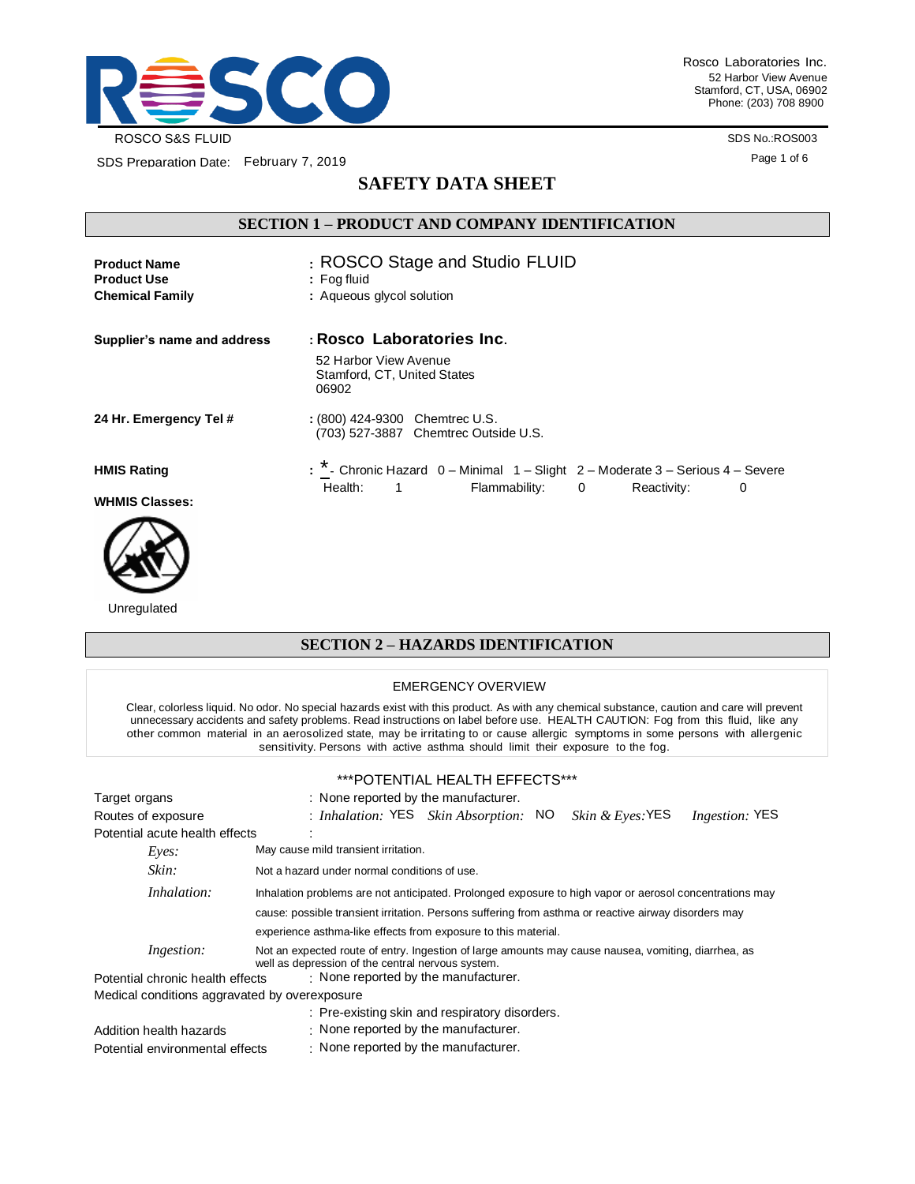ROSCO S&S FLUID

SDS Preparation Date: February 7, 2019

SDS No.:ROS003

# SAFETY DATA SHEET

## SECTION 1 – PRODUCT AND COMPANY IDENTIFICATION

**Product Name** : ROSCO Stage and Studio FLUID
**Product Use** : Fog fluid
**Chemical Family** : Aqueous glycol solution

**Supplier's name and address** : **Rosco Laboratories Inc.**
52 Harbor View Avenue
Stamford, CT, United States
06902

**24 Hr. Emergency Tel #** : (800) 424-9300 Chemtrec U.S.
(703) 527-3887 Chemtrec Outside U.S.

**HMIS Rating** : * - Chronic Hazard 0 – Minimal 1 – Slight 2 – Moderate 3 – Serious 4 – Severe

Health: 1 Flammability: 0 Reactivity: 0

**WHMIS Classes:**

Unregulated

## SECTION 2 – HAZARDS IDENTIFICATION

EMERGENCY OVERVIEW

Clear, colorless liquid. No odor. No special hazards exist with this product. As with any chemical substance, caution and care will prevent unnecessary accidents and safety problems. Read instructions on label before use. HEALTH CAUTION: Fog from this fluid, like any other common material in an aerosolized state, may be irritating to or cause allergic symptoms in some persons with allergenic sensitivity. Persons with active asthma should limit their exposure to the fog.

***POTENTIAL HEALTH EFFECTS***

Target organs : None reported by the manufacturer.

Routes of exposure : *Inhalation:* YES *Skin Absorption:* NO *Skin & Eyes:* YES *Ingestion:* YES

Potential acute health effects :

*Eyes:* May cause mild transient irritation.

*Skin:* Not a hazard under normal conditions of use.

*Inhalation:* Inhalation problems are not anticipated. Prolonged exposure to high vapor or aerosol concentrations may cause: possible transient irritation. Persons suffering from asthma or reactive airway disorders may experience asthma-like effects from exposure to this material.

*Ingestion:* Not an expected route of entry. Ingestion of large amounts may cause nausea, vomiting, diarrhea, as well as depression of the central nervous system.

Potential chronic health effects : None reported by the manufacturer.

Medical conditions aggravated by overexposure
: Pre-existing skin and respiratory disorders.

Addition health hazards : None reported by the manufacturer.

Potential environmental effects : None reported by the manufacturer.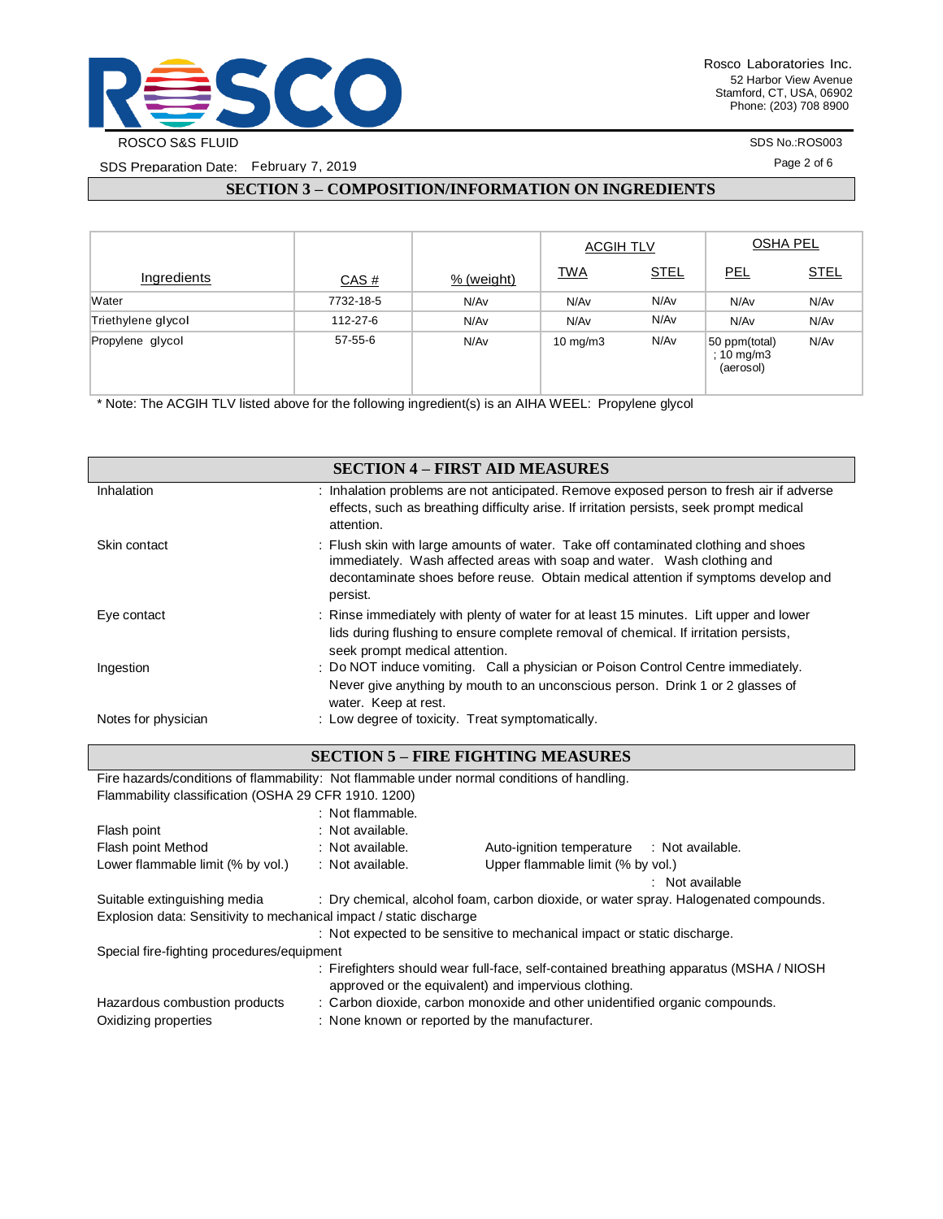## SECTION 3 – COMPOSITION/INFORMATION ON INGREDIENTS

| Ingredients | CAS # | % (weight) | ACGIH TLV | | OSHA PEL | |
|---|---|---|---|---|---|---|
| | | | TWA | STEL | PEL | STEL |
| Water | 7732-18-5 | N/Av | N/Av | N/Av | N/Av | N/Av |
| Triethylene glycol | 112-27-6 | N/Av | N/Av | N/Av | N/Av | N/Av |
| Propylene glycol | 57-55-6 | N/Av | 10 mg/m3 | N/Av | 50 ppm(total) ; 10 mg/m3 (aerosol) | N/Av |

* Note: The ACGIH TLV listed above for the following ingredient(s) is an AIHA WEEL: Propylene glycol

## SECTION 4 – FIRST AID MEASURES

Inhalation : Inhalation problems are not anticipated. Remove exposed person to fresh air if adverse effects, such as breathing difficulty arise. If irritation persists, seek prompt medical attention.

Skin contact : Flush skin with large amounts of water. Take off contaminated clothing and shoes immediately. Wash affected areas with soap and water. Wash clothing and decontaminate shoes before reuse. Obtain medical attention if symptoms develop and persist.

Eye contact : Rinse immediately with plenty of water for at least 15 minutes. Lift upper and lower lids during flushing to ensure complete removal of chemical. If irritation persists, seek prompt medical attention.

Ingestion : Do NOT induce vomiting. Call a physician or Poison Control Centre immediately. Never give anything by mouth to an unconscious person. Drink 1 or 2 glasses of water. Keep at rest.

Notes for physician : Low degree of toxicity. Treat symptomatically.

## SECTION 5 – FIRE FIGHTING MEASURES

Fire hazards/conditions of flammability: Not flammable under normal conditions of handling.

Flammability classification (OSHA 29 CFR 1910. 1200)
: Not flammable.

Flash point : Not available.

Flash point Method : Not available.

Auto-ignition temperature : Not available.

Lower flammable limit (% by vol.) : Not available.

Upper flammable limit (% by vol.) : Not available

Suitable extinguishing media : Dry chemical, alcohol foam, carbon dioxide, or water spray. Halogenated compounds.

Explosion data: Sensitivity to mechanical impact / static discharge
: Not expected to be sensitive to mechanical impact or static discharge.

Special fire-fighting procedures/equipment
: Firefighters should wear full-face, self-contained breathing apparatus (MSHA / NIOSH approved or the equivalent) and impervious clothing.

Hazardous combustion products : Carbon dioxide, carbon monoxide and other unidentified organic compounds.

Oxidizing properties : None known or reported by the manufacturer.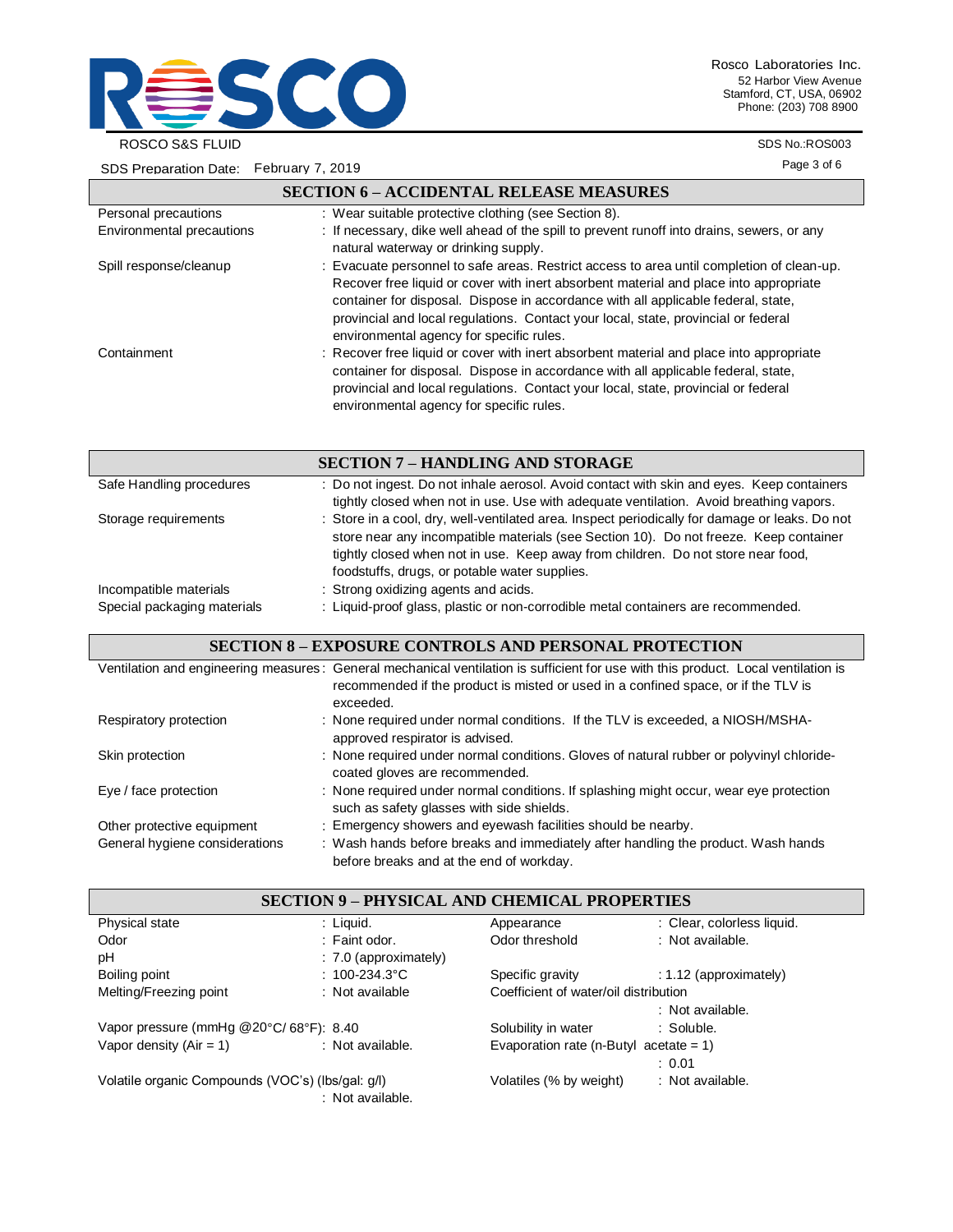## SECTION 6 – ACCIDENTAL RELEASE MEASURES

| | |
|---|---|
| Personal precautions | : Wear suitable protective clothing (see Section 8). |
| Environmental precautions | : If necessary, dike well ahead of the spill to prevent runoff into drains, sewers, or any natural waterway or drinking supply. |
| Spill response/cleanup | : Evacuate personnel to safe areas. Restrict access to area until completion of clean-up. Recover free liquid or cover with inert absorbent material and place into appropriate container for disposal. Dispose in accordance with all applicable federal, state, provincial and local regulations. Contact your local, state, provincial or federal environmental agency for specific rules. |
| Containment | : Recover free liquid or cover with inert absorbent material and place into appropriate container for disposal. Dispose in accordance with all applicable federal, state, provincial and local regulations. Contact your local, state, provincial or federal environmental agency for specific rules. |

## SECTION 7 – HANDLING AND STORAGE

| | |
|---|---|
| Safe Handling procedures | : Do not ingest. Do not inhale aerosol. Avoid contact with skin and eyes. Keep containers tightly closed when not in use. Use with adequate ventilation. Avoid breathing vapors. |
| Storage requirements | : Store in a cool, dry, well-ventilated area. Inspect periodically for damage or leaks. Do not store near any incompatible materials (see Section 10). Do not freeze. Keep container tightly closed when not in use. Keep away from children. Do not store near food, foodstuffs, drugs, or potable water supplies. |
| Incompatible materials | : Strong oxidizing agents and acids. |
| Special packaging materials | : Liquid-proof glass, plastic or non-corrodible metal containers are recommended. |

## SECTION 8 – EXPOSURE CONTROLS AND PERSONAL PROTECTION

| | |
|---|---|
| Ventilation and engineering measures | : General mechanical ventilation is sufficient for use with this product. Local ventilation is recommended if the product is misted or used in a confined space, or if the TLV is exceeded. |
| Respiratory protection | : None required under normal conditions. If the TLV is exceeded, a NIOSH/MSHA-approved respirator is advised. |
| Skin protection | : None required under normal conditions. Gloves of natural rubber or polyvinyl chloride-coated gloves are recommended. |
| Eye / face protection | : None required under normal conditions. If splashing might occur, wear eye protection such as safety glasses with side shields. |
| Other protective equipment | : Emergency showers and eyewash facilities should be nearby. |
| General hygiene considerations | : Wash hands before breaks and immediately after handling the product. Wash hands before breaks and at the end of workday. |

## SECTION 9 – PHYSICAL AND CHEMICAL PROPERTIES

| | | | |
|---|---|---|---|
| Physical state | : Liquid. | Appearance | : Clear, colorless liquid. |
| Odor | : Faint odor. | Odor threshold | : Not available. |
| pH | : 7.0 (approximately) | | |
| Boiling point | : 100-234.3°C | Specific gravity | : 1.12 (approximately) |
| Melting/Freezing point | : Not available | Coefficient of water/oil distribution | : Not available. |
| Vapor pressure (mmHg @20°C/ 68°F) | : 8.40 | Solubility in water | : Soluble. |
| Vapor density (Air = 1) | : Not available. | Evaporation rate (n-Butyl acetate = 1) | : 0.01 |
| Volatile organic Compounds (VOC's) (lbs/gal: g/l) | : Not available. | Volatiles (% by weight) | : Not available. |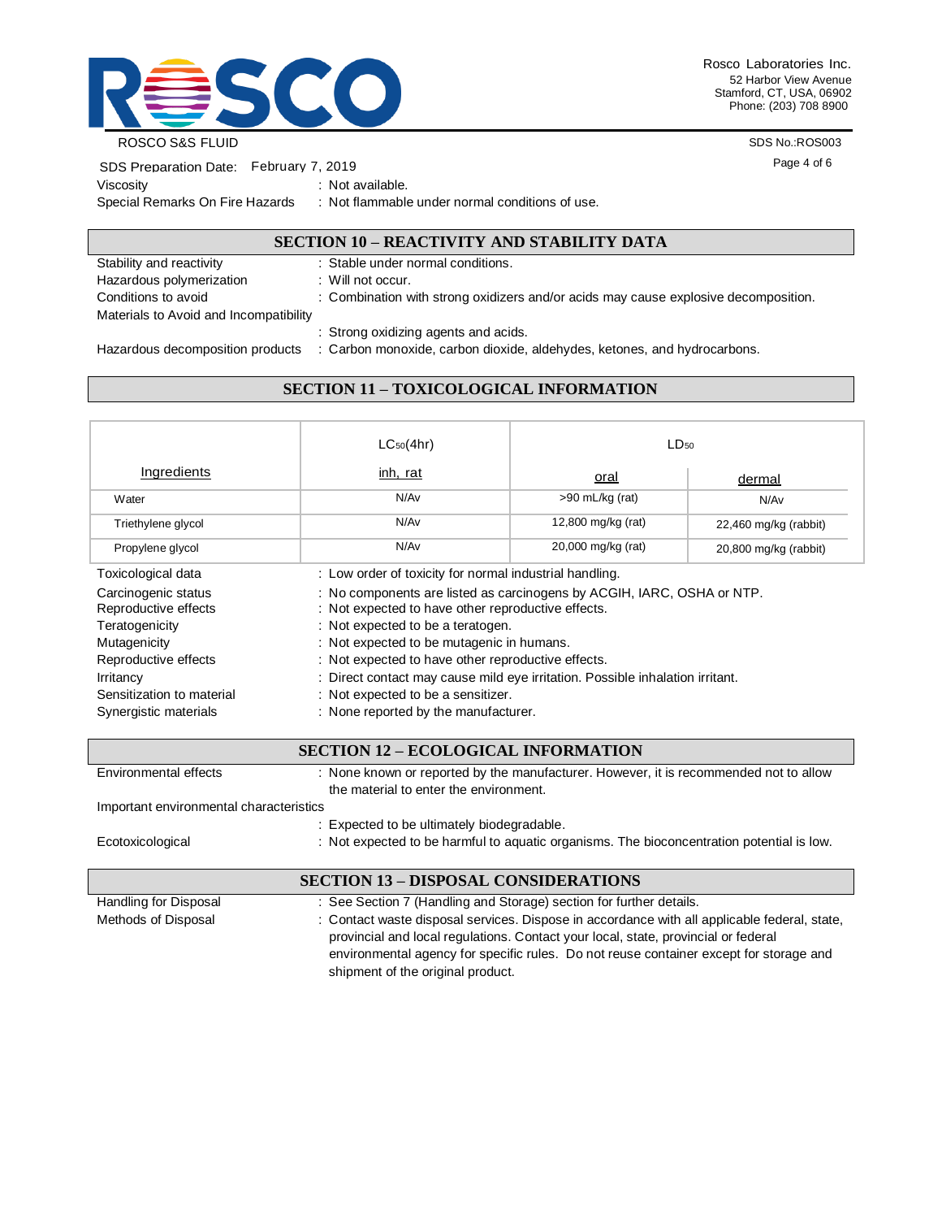Viscosity : Not available.

Special Remarks On Fire Hazards : Not flammable under normal conditions of use.

## SECTION 10 – REACTIVITY AND STABILITY DATA

Stability and reactivity : Stable under normal conditions.

Hazardous polymerization : Will not occur.

Conditions to avoid : Combination with strong oxidizers and/or acids may cause explosive decomposition.

Materials to Avoid and Incompatibility : Strong oxidizing agents and acids.

Hazardous decomposition products : Carbon monoxide, carbon dioxide, aldehydes, ketones, and hydrocarbons.

## SECTION 11 – TOXICOLOGICAL INFORMATION

| | $LC_{50}$(4hr) | $LD_{50}$ | |
|---|---|---|---|
| Ingredients | inh, rat | oral | dermal |
| Water | N/Av | >90 mL/kg (rat) | N/Av |
| Triethylene glycol | N/Av | 12,800 mg/kg (rat) | 22,460 mg/kg (rabbit) |
| Propylene glycol | N/Av | 20,000 mg/kg (rat) | 20,800 mg/kg (rabbit) |

Toxicological data : Low order of toxicity for normal industrial handling.

Carcinogenic status : No components are listed as carcinogens by ACGIH, IARC, OSHA or NTP.

Reproductive effects : Not expected to have other reproductive effects.

Teratogenicity : Not expected to be a teratogen.

Mutagenicity : Not expected to be mutagenic in humans.

Reproductive effects : Not expected to have other reproductive effects.

Irritancy : Direct contact may cause mild eye irritation. Possible inhalation irritant.

Sensitization to material : Not expected to be a sensitizer.

Synergistic materials : None reported by the manufacturer.

## SECTION 12 – ECOLOGICAL INFORMATION

Environmental effects : None known or reported by the manufacturer. However, it is recommended not to allow the material to enter the environment.

Important environmental characteristics : Expected to be ultimately biodegradable.

Ecotoxicological : Not expected to be harmful to aquatic organisms. The bioconcentration potential is low.

## SECTION 13 – DISPOSAL CONSIDERATIONS

Handling for Disposal : See Section 7 (Handling and Storage) section for further details.

Methods of Disposal : Contact waste disposal services. Dispose in accordance with all applicable federal, state, provincial and local regulations. Contact your local, state, provincial or federal environmental agency for specific rules. Do not reuse container except for storage and shipment of the original product.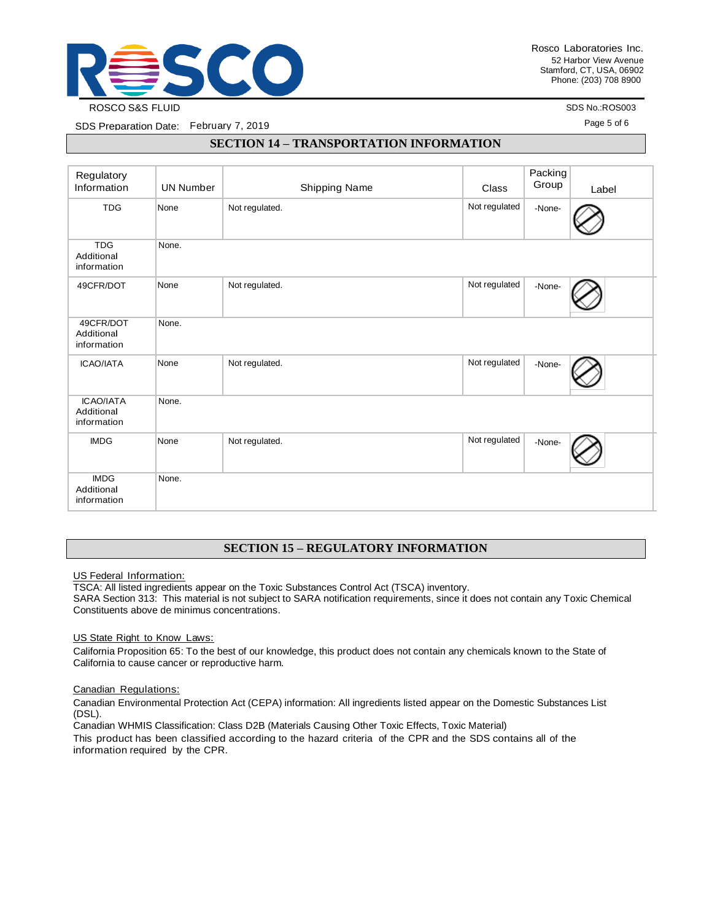## SECTION 14 – TRANSPORTATION INFORMATION

| Regulatory Information | UN Number | Shipping Name | Class | Packing Group | Label |
|---|---|---|---|---|---|
| TDG | None | Not regulated. | Not regulated | -None- | |
| TDG Additional information | None. | | | | |
| 49CFR/DOT | None | Not regulated. | Not regulated | -None- | |
| 49CFR/DOT Additional information | None. | | | | |
| ICAO/IATA | None | Not regulated. | Not regulated | -None- | |
| ICAO/IATA Additional information | None. | | | | |
| IMDG | None | Not regulated. | Not regulated | -None- | |
| IMDG Additional information | None. | | | | |

## SECTION 15 – REGULATORY INFORMATION

US Federal Information:

TSCA: All listed ingredients appear on the Toxic Substances Control Act (TSCA) inventory.
SARA Section 313: This material is not subject to SARA notification requirements, since it does not contain any Toxic Chemical Constituents above de minimus concentrations.

US State Right to Know Laws:

California Proposition 65: To the best of our knowledge, this product does not contain any chemicals known to the State of California to cause cancer or reproductive harm.

Canadian Regulations:

Canadian Environmental Protection Act (CEPA) information: All ingredients listed appear on the Domestic Substances List (DSL).
Canadian WHMIS Classification: Class D2B (Materials Causing Other Toxic Effects, Toxic Material)
This product has been classified according to the hazard criteria of the CPR and the SDS contains all of the information required by the CPR.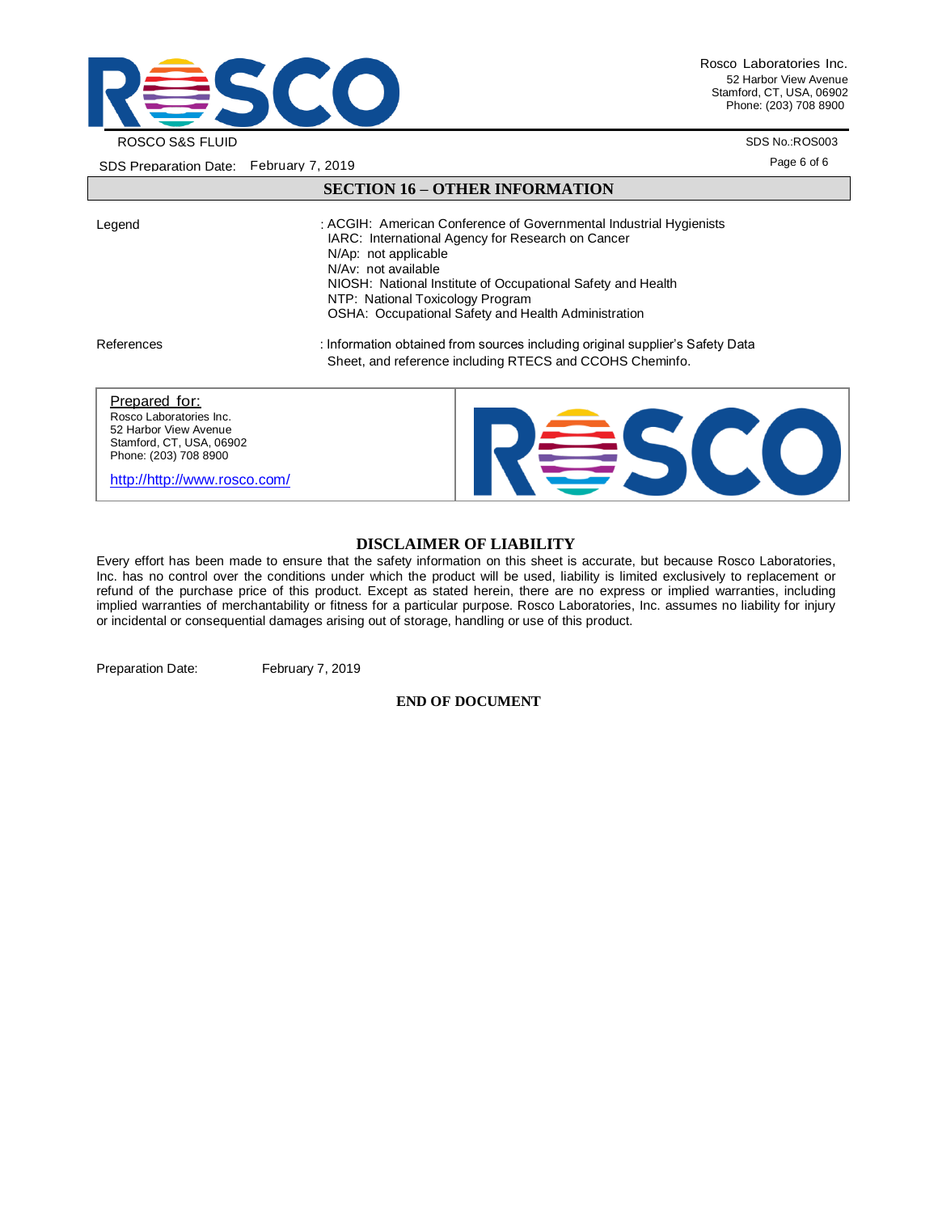## SECTION 16 – OTHER INFORMATION

| | |
|---|---|
| Legend | : ACGIH: American Conference of Governmental Industrial Hygienists<br>IARC: International Agency for Research on Cancer<br>N/Ap: not applicable<br>N/Av: not available<br>NIOSH: National Institute of Occupational Safety and Health<br>NTP: National Toxicology Program<br>OSHA: Occupational Safety and Health Administration |
| References | : Information obtained from sources including original supplier's Safety Data Sheet, and reference including RTECS and CCOHS Cheminfo. |

Prepared for:
Rosco Laboratories Inc.
52 Harbor View Avenue
Stamford, CT, USA, 06902
Phone: (203) 708 8900

http://http://www.rosco.com/

## DISCLAIMER OF LIABILITY

Every effort has been made to ensure that the safety information on this sheet is accurate, but because Rosco Laboratories, Inc. has no control over the conditions under which the product will be used, liability is limited exclusively to replacement or refund of the purchase price of this product. Except as stated herein, there are no express or implied warranties, including implied warranties of merchantability or fitness for a particular purpose. Rosco Laboratories, Inc. assumes no liability for injury or incidental or consequential damages arising out of storage, handling or use of this product.

Preparation Date: February 7, 2019

**END OF DOCUMENT**